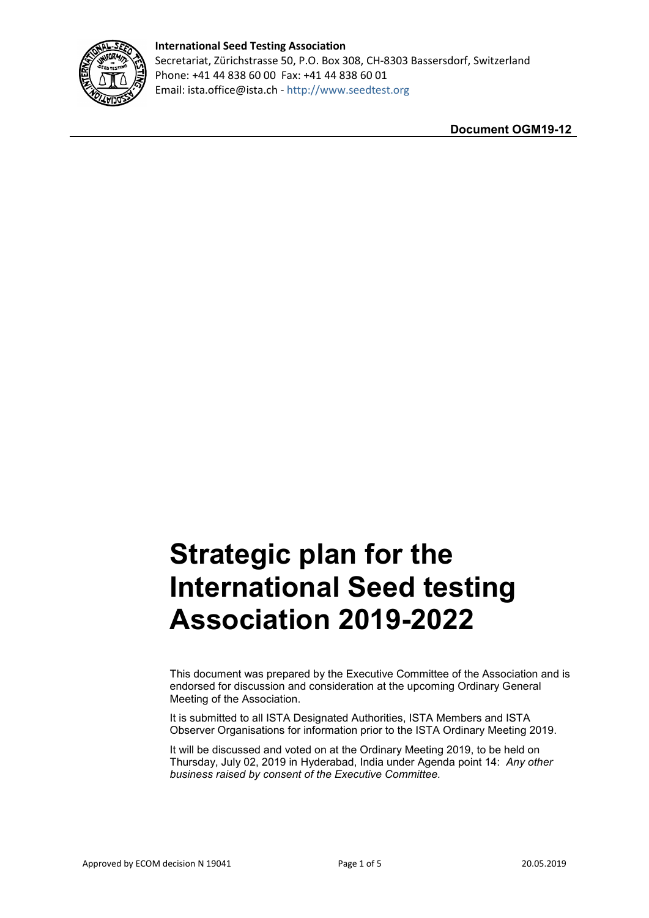**International Seed Testing Association**
Secretariat, Zürichstrasse 50, P.O. Box 308, CH-8303 Bassersdorf, Switzerland
Phone: +41 44 838 60 00 Fax: +41 44 838 60 01
Email: ista.office@ista.ch - http://www.seedtest.org

**Document OGM19-12**

# Strategic plan for the International Seed testing Association 2019-2022

This document was prepared by the Executive Committee of the Association and is endorsed for discussion and consideration at the upcoming Ordinary General Meeting of the Association.

It is submitted to all ISTA Designated Authorities, ISTA Members and ISTA Observer Organisations for information prior to the ISTA Ordinary Meeting 2019.

It will be discussed and voted on at the Ordinary Meeting 2019, to be held on Thursday, July 02, 2019 in Hyderabad, India under Agenda point 14: *Any other business raised by consent of the Executive Committee.*

Approved by ECOM decision N 19041 20.05.2019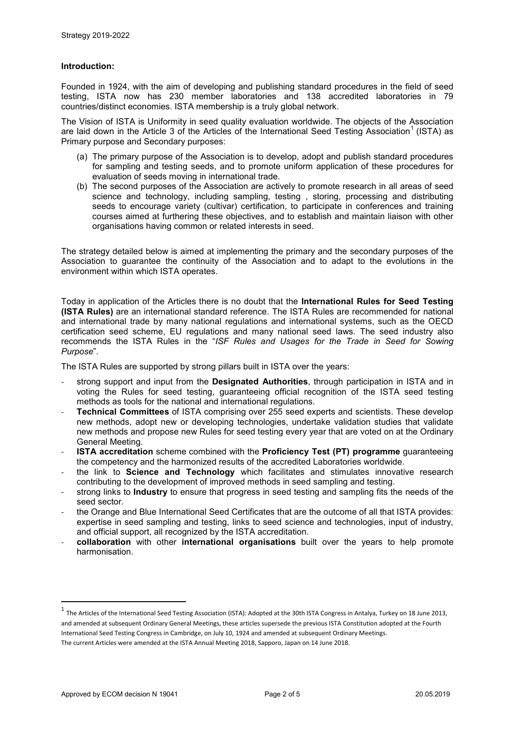**Introduction:**

Founded in 1924, with the aim of developing and publishing standard procedures in the field of seed testing, ISTA now has 230 member laboratories and 138 accredited laboratories in 79 countries/distinct economies. ISTA membership is a truly global network.

The Vision of ISTA is Uniformity in seed quality evaluation worldwide. The objects of the Association are laid down in the Article 3 of the Articles of the International Seed Testing Association[1] (ISTA) as Primary purpose and Secondary purposes:

(a) The primary purpose of the Association is to develop, adopt and publish standard procedures for sampling and testing seeds, and to promote uniform application of these procedures for evaluation of seeds moving in international trade.

(b) The second purposes of the Association are actively to promote research in all areas of seed science and technology, including sampling, testing , storing, processing and distributing seeds to encourage variety (cultivar) certification, to participate in conferences and training courses aimed at furthering these objectives, and to establish and maintain liaison with other organisations having common or related interests in seed.

The strategy detailed below is aimed at implementing the primary and the secondary purposes of the Association to guarantee the continuity of the Association and to adapt to the evolutions in the environment within which ISTA operates.

Today in application of the Articles there is no doubt that the **International Rules for Seed Testing (ISTA Rules)** are an international standard reference. The ISTA Rules are recommended for national and international trade by many national regulations and international systems, such as the OECD certification seed scheme, EU regulations and many national seed laws. The seed industry also recommends the ISTA Rules in the "*ISF Rules and Usages for the Trade in Seed for Sowing Purpose*".

The ISTA Rules are supported by strong pillars built in ISTA over the years:

- strong support and input from the **Designated Authorities**, through participation in ISTA and in voting the Rules for seed testing, guaranteeing official recognition of the ISTA seed testing methods as tools for the national and international regulations.
- **Technical Committees** of ISTA comprising over 255 seed experts and scientists. These develop new methods, adopt new or developing technologies, undertake validation studies that validate new methods and propose new Rules for seed testing every year that are voted on at the Ordinary General Meeting.
- **ISTA accreditation** scheme combined with the **Proficiency Test (PT) programme** guaranteeing the competency and the harmonized results of the accredited Laboratories worldwide.
- the link to **Science and Technology** which facilitates and stimulates innovative research contributing to the development of improved methods in seed sampling and testing.
- strong links to **Industry** to ensure that progress in seed testing and sampling fits the needs of the seed sector.
- the Orange and Blue International Seed Certificates that are the outcome of all that ISTA provides: expertise in seed sampling and testing, links to seed science and technologies, input of industry, and official support, all recognized by the ISTA accreditation.
- **collaboration** with other **international organisations** built over the years to help promote harmonisation.

[1] The Articles of the International Seed Testing Association (ISTA): Adopted at the 30th ISTA Congress in Antalya, Turkey on 18 June 2013, and amended at subsequent Ordinary General Meetings, these articles supersede the previous ISTA Constitution adopted at the Fourth International Seed Testing Congress in Cambridge, on July 10, 1924 and amended at subsequent Ordinary Meetings.
The current Articles were amended at the ISTA Annual Meeting 2018, Sapporo, Japan on 14 June 2018.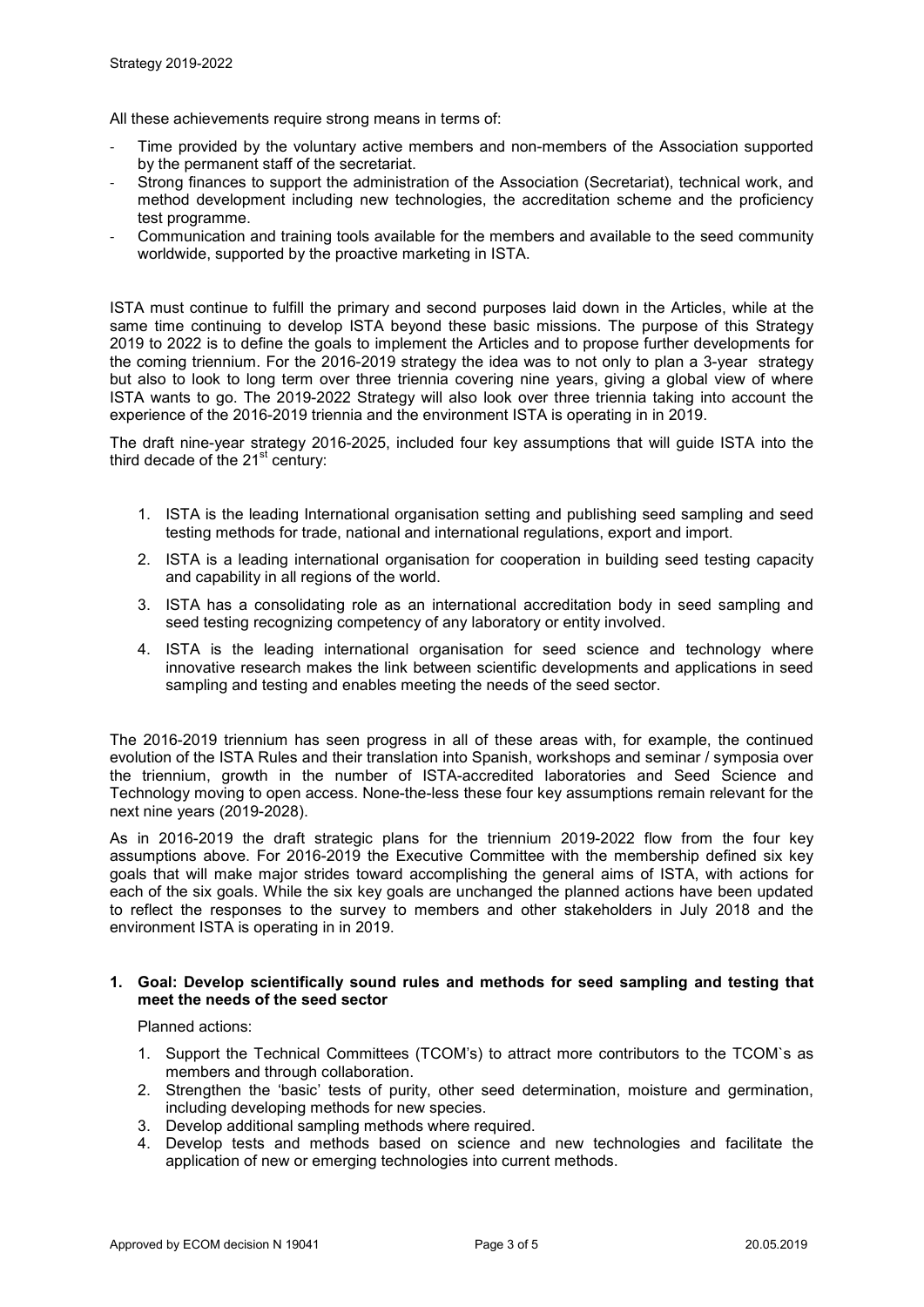All these achievements require strong means in terms of:

- Time provided by the voluntary active members and non-members of the Association supported by the permanent staff of the secretariat.
- Strong finances to support the administration of the Association (Secretariat), technical work, and method development including new technologies, the accreditation scheme and the proficiency test programme.
- Communication and training tools available for the members and available to the seed community worldwide, supported by the proactive marketing in ISTA.

ISTA must continue to fulfill the primary and second purposes laid down in the Articles, while at the same time continuing to develop ISTA beyond these basic missions. The purpose of this Strategy 2019 to 2022 is to define the goals to implement the Articles and to propose further developments for the coming triennium. For the 2016-2019 strategy the idea was to not only to plan a 3-year strategy but also to look to long term over three triennia covering nine years, giving a global view of where ISTA wants to go. The 2019-2022 Strategy will also look over three triennia taking into account the experience of the 2016-2019 triennia and the environment ISTA is operating in in 2019.

The draft nine-year strategy 2016-2025, included four key assumptions that will guide ISTA into the third decade of the 21st century:

1. ISTA is the leading International organisation setting and publishing seed sampling and seed testing methods for trade, national and international regulations, export and import.
2. ISTA is a leading international organisation for cooperation in building seed testing capacity and capability in all regions of the world.
3. ISTA has a consolidating role as an international accreditation body in seed sampling and seed testing recognizing competency of any laboratory or entity involved.
4. ISTA is the leading international organisation for seed science and technology where innovative research makes the link between scientific developments and applications in seed sampling and testing and enables meeting the needs of the seed sector.

The 2016-2019 triennium has seen progress in all of these areas with, for example, the continued evolution of the ISTA Rules and their translation into Spanish, workshops and seminar / symposia over the triennium, growth in the number of ISTA-accredited laboratories and Seed Science and Technology moving to open access. None-the-less these four key assumptions remain relevant for the next nine years (2019-2028).

As in 2016-2019 the draft strategic plans for the triennium 2019-2022 flow from the four key assumptions above. For 2016-2019 the Executive Committee with the membership defined six key goals that will make major strides toward accomplishing the general aims of ISTA, with actions for each of the six goals. While the six key goals are unchanged the planned actions have been updated to reflect the responses to the survey to members and other stakeholders in July 2018 and the environment ISTA is operating in in 2019.

**1. Goal: Develop scientifically sound rules and methods for seed sampling and testing that meet the needs of the seed sector**

Planned actions:

1. Support the Technical Committees (TCOM's) to attract more contributors to the TCOM`s as members and through collaboration.
2. Strengthen the 'basic' tests of purity, other seed determination, moisture and germination, including developing methods for new species.
3. Develop additional sampling methods where required.
4. Develop tests and methods based on science and new technologies and facilitate the application of new or emerging technologies into current methods.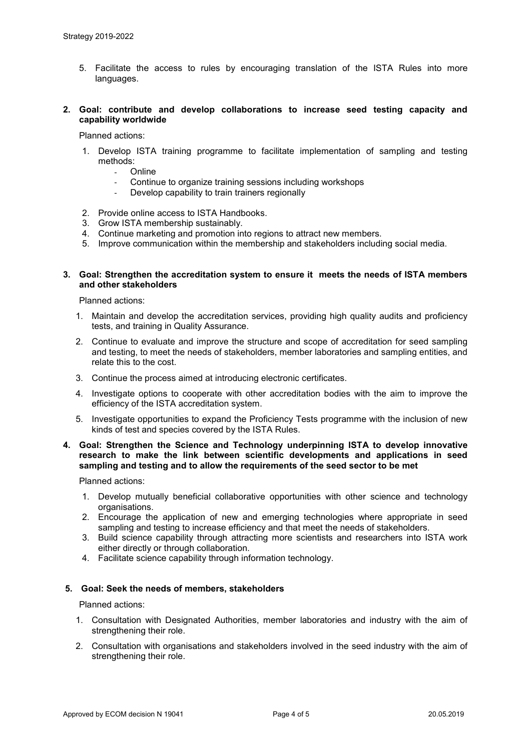5. Facilitate the access to rules by encouraging translation of the ISTA Rules into more languages.

**2. Goal: contribute and develop collaborations to increase seed testing capacity and capability worldwide**

Planned actions:

1. Develop ISTA training programme to facilitate implementation of sampling and testing methods:
   - Online
   - Continue to organize training sessions including workshops
   - Develop capability to train trainers regionally
2. Provide online access to ISTA Handbooks.
3. Grow ISTA membership sustainably.
4. Continue marketing and promotion into regions to attract new members.
5. Improve communication within the membership and stakeholders including social media.

**3. Goal: Strengthen the accreditation system to ensure it meets the needs of ISTA members and other stakeholders**

Planned actions:

1. Maintain and develop the accreditation services, providing high quality audits and proficiency tests, and training in Quality Assurance.
2. Continue to evaluate and improve the structure and scope of accreditation for seed sampling and testing, to meet the needs of stakeholders, member laboratories and sampling entities, and relate this to the cost.
3. Continue the process aimed at introducing electronic certificates.
4. Investigate options to cooperate with other accreditation bodies with the aim to improve the efficiency of the ISTA accreditation system.
5. Investigate opportunities to expand the Proficiency Tests programme with the inclusion of new kinds of test and species covered by the ISTA Rules.

**4. Goal: Strengthen the Science and Technology underpinning ISTA to develop innovative research to make the link between scientific developments and applications in seed sampling and testing and to allow the requirements of the seed sector to be met**

Planned actions:

1. Develop mutually beneficial collaborative opportunities with other science and technology organisations.
2. Encourage the application of new and emerging technologies where appropriate in seed sampling and testing to increase efficiency and that meet the needs of stakeholders.
3. Build science capability through attracting more scientists and researchers into ISTA work either directly or through collaboration.
4. Facilitate science capability through information technology.

**5. Goal: Seek the needs of members, stakeholders**

Planned actions:

1. Consultation with Designated Authorities, member laboratories and industry with the aim of strengthening their role.
2. Consultation with organisations and stakeholders involved in the seed industry with the aim of strengthening their role.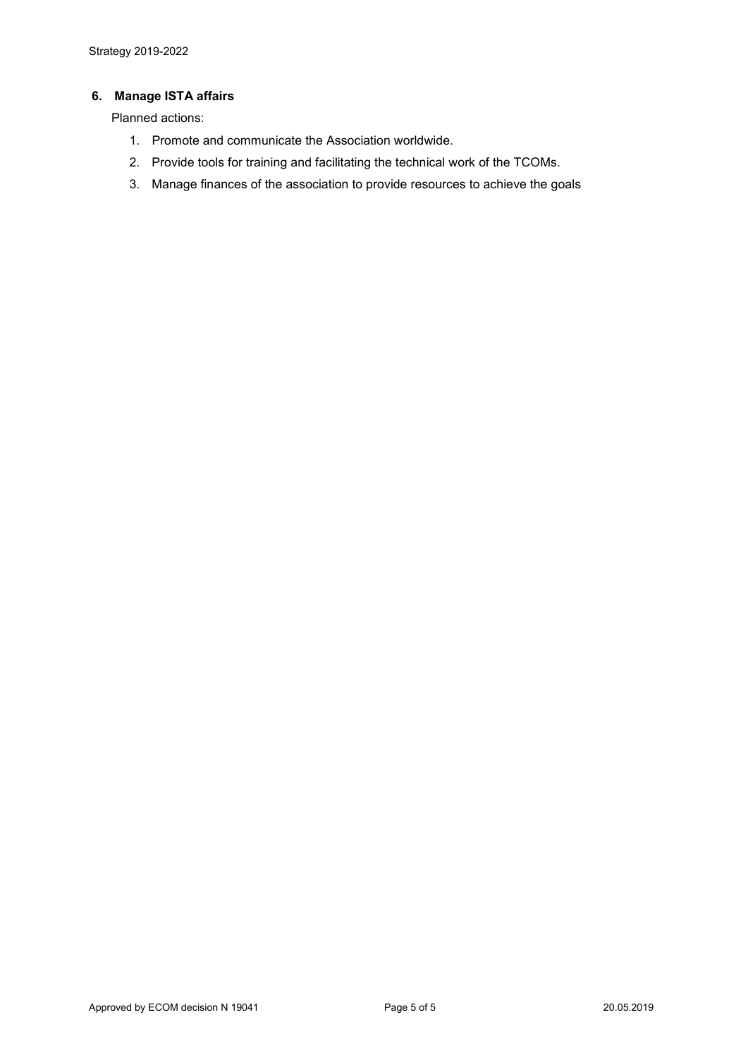**6. Manage ISTA affairs**

Planned actions:

1. Promote and communicate the Association worldwide.
2. Provide tools for training and facilitating the technical work of the TCOMs.
3. Manage finances of the association to provide resources to achieve the goals